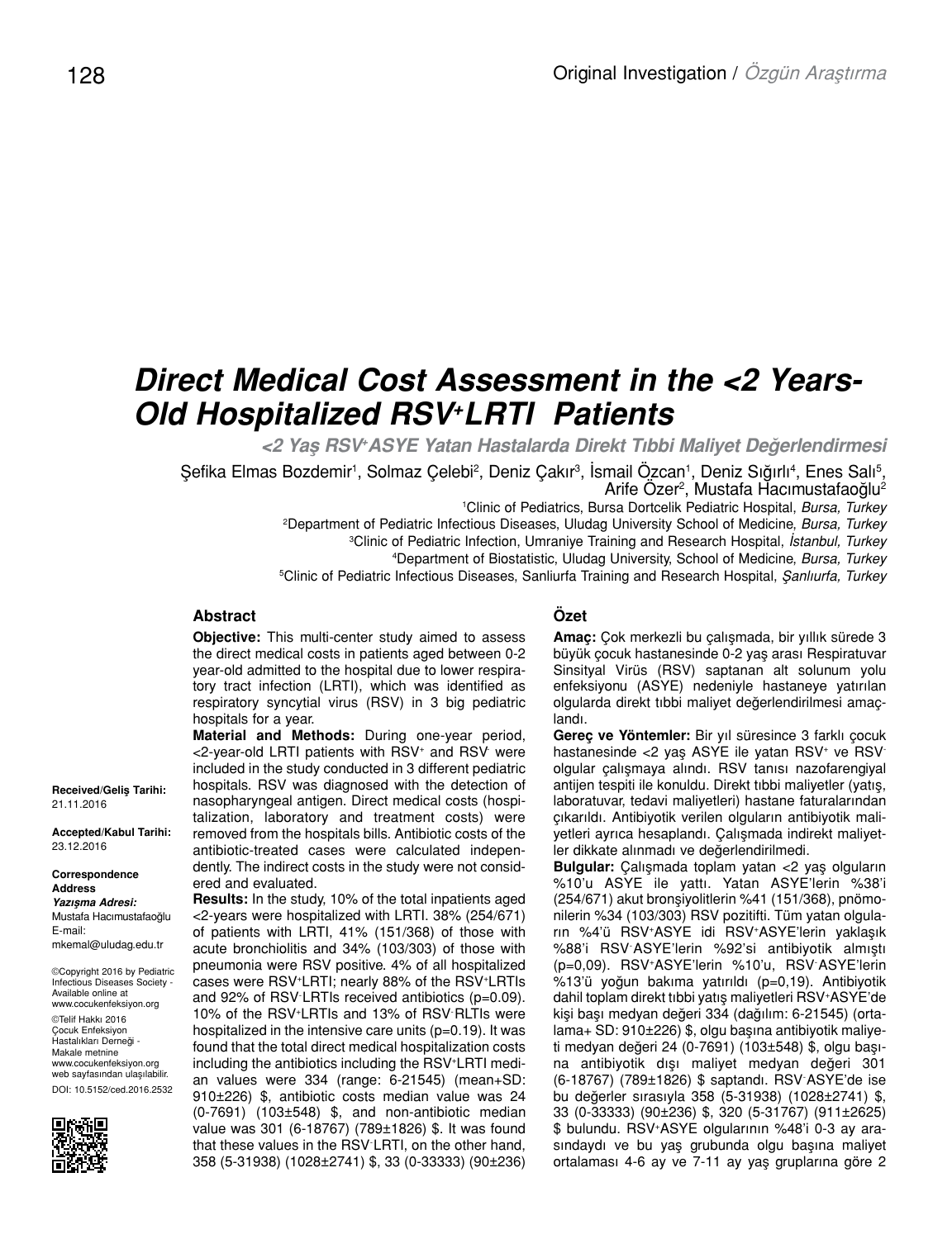Original Investigation / *Özgün Araştırma*

# *Direct Medical Cost Assessment in the <2 Years-Old Hospitalized RSV+LRTI Patients*

## *<2 Yaş RSV+ASYE Yatan Hastalarda Direkt Tıbbi Maliyet Değerlendirmesi*

Şefika Elmas Bozdemir[1], Solmaz Çelebi[2], Deniz Çakır[3], İsmail Özcan[1], Deniz Sığırlı[4], Enes Salı[5], Arife Özer[2], Mustafa Hacımustafaoğlu[2]

[1]Clinic of Pediatrics, Bursa Dortcelik Pediatric Hospital, *Bursa, Turkey*

[2]Department of Pediatric Infectious Diseases, Uludag University School of Medicine, *Bursa, Turkey*

[3]Clinic of Pediatric Infection, Umraniye Training and Research Hospital, *İstanbul, Turkey*

[4]Department of Biostatistic, Uludag University, School of Medicine, *Bursa, Turkey*

[5]Clinic of Pediatric Infectious Diseases, Sanliurfa Training and Research Hospital, *Şanlıurfa, Turkey*

**Received/Geliş Tarihi:** 21.11.2016

**Accepted/Kabul Tarihi:** 23.12.2016

**Correspondence Address**
***Yazışma Adresi:***
Mustafa Hacımustafaoğlu
E-mail:
mkemal@uludag.edu.tr

©Copyright 2016 by Pediatric Infectious Diseases Society - Available online at www.cocukenfeksiyon.org

©Telif Hakkı 2016 Çocuk Enfeksiyon Hastalıkları Derneği - Makale metnine www.cocukenfeksiyon.org web sayfasından ulaşılabilir.

DOI: 10.5152/ced.2016.2532

### Abstract

**Objective:** This multi-center study aimed to assess the direct medical costs in patients aged between 0-2 year-old admitted to the hospital due to lower respiratory tract infection (LRTI), which was identified as respiratory syncytial virus (RSV) in 3 big pediatric hospitals for a year.

**Material and Methods:** During one-year period, <2-year-old LRTI patients with RSV+ and RSV- were included in the study conducted in 3 different pediatric hospitals. RSV was diagnosed with the detection of nasopharyngeal antigen. Direct medical costs (hospitalization, laboratory and treatment costs) were removed from the hospitals bills. Antibiotic costs of the antibiotic-treated cases were calculated independently. The indirect costs in the study were not considered and evaluated.

**Results:** In the study, 10% of the total inpatients aged <2-years were hospitalized with LRTI. 38% (254/671) of patients with LRTI, 41% (151/368) of those with acute bronchiolitis and 34% (103/303) of those with pneumonia were RSV positive. 4% of all hospitalized cases were RSV+LRTI; nearly 88% of the RSV+LRTIs and 92% of RSV-LRTIs received antibiotics (p=0.09). 10% of the RSV+LRTIs and 13% of RSV-RLTIs were hospitalized in the intensive care units (p=0.19). It was found that the total direct medical hospitalization costs including the antibiotics including the RSV+LRTI median values were 334 (range: 6-21545) (mean+SD: 910±226) $, antibiotic costs median value was 24 (0-7691) (103±548) $, and non-antibiotic median value was 301 (6-18767) (789±1826) $. It was found that these values in the RSV-LRTI, on the other hand, 358 (5-31938) (1028±2741) $, 33 (0-33333) (90±236)

### Özet

**Amaç:** Çok merkezli bu çalışmada, bir yıllık sürede 3 büyük çocuk hastanesinde 0-2 yaş arası Respiratuvar Sinsityal Virüs (RSV) saptanan alt solunum yolu enfeksiyonu (ASYE) nedeniyle hastaneye yatırılan olgularda direkt tıbbi maliyet değerlendirilmesi amaçlandı.

**Gereç ve Yöntemler:** Bir yıl süresince 3 farklı çocuk hastanesinde <2 yaş ASYE ile yatan RSV+ ve RSV- olgular çalışmaya alındı. RSV tanısı nazofarengiyal antijen tespiti ile konuldu. Direkt tıbbi maliyetler (yatış, laboratuvar, tedavi maliyetleri) hastane faturalarından çıkarıldı. Antibiyotik verilen olguların antibiyotik maliyetleri ayrıca hesaplandı. Çalışmada indirekt maliyetler dikkate alınmadı ve değerlendirilmedi.

**Bulgular:** Çalışmada toplam yatan <2 yaş olguların %10'u ASYE ile yattı. Yatan ASYE'lerin %38'i (254/671) akut bronşiyolitlerin %41 (151/368), pnömonilerin %34 (103/303) RSV pozitifti. Tüm yatan olguların %4'ü RSV+ASYE idi RSV+ASYE'lerin yaklaşık %88'i RSV-ASYE'lerin %92'si antibiyotik almıştı (p=0,09). RSV+ASYE'lerin %10'u, RSV-ASYE'lerin %13'ü yoğun bakıma yatırıldı (p=0,19). Antibiyotik dahil toplam direkt tıbbi yatış maliyetleri RSV+ASYE'de kişi başı medyan değeri 334 (dağılım: 6-21545) (ortalama+ SD: 910±226) $, olgu başına antibiyotik maliyeti medyan değeri 24 (0-7691) (103±548) $, olgu başına antibiyotik dışı maliyet medyan değeri 301 (6-18767) (789±1826) $ saptandı. RSV-ASYE'de ise bu değerler sırasıyla 358 (5-31938) (1028±2741) $, 33 (0-33333) (90±236) $, 320 (5-31767) (911±2625) $ bulundu. RSV+ASYE olgularının %48'i 0-3 ay arasındaydı ve bu yaş grubunda olgu başına maliyet ortalaması 4-6 ay ve 7-11 ay yaş gruplarına göre 2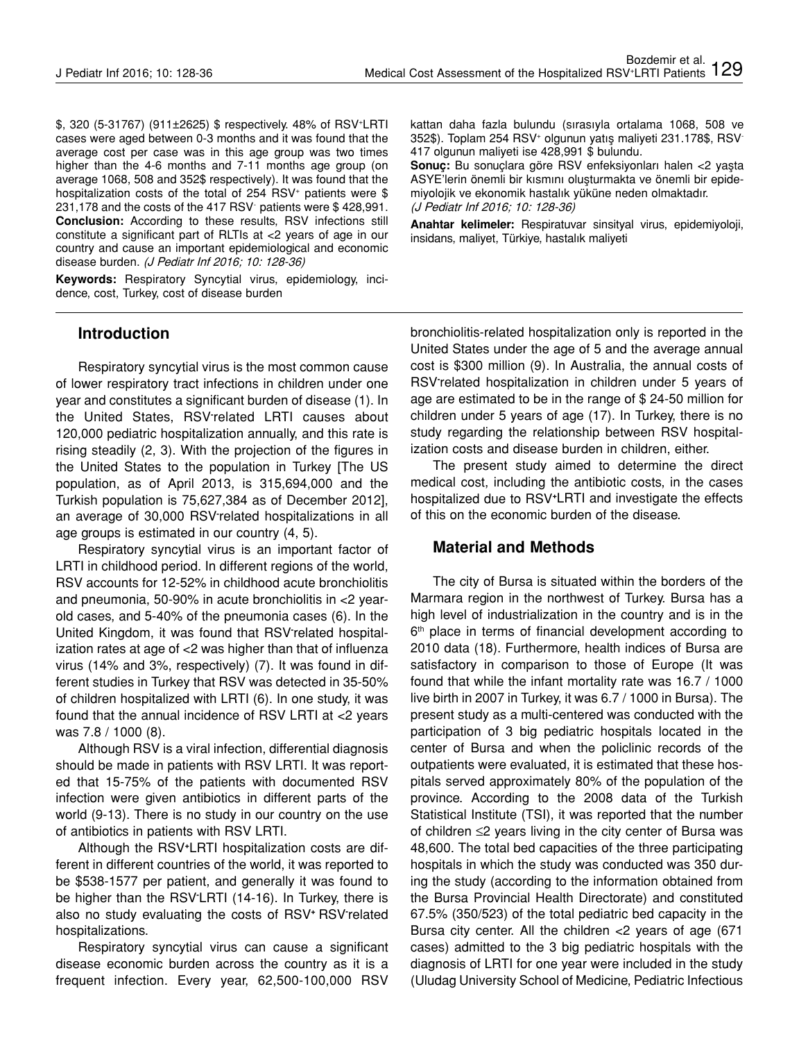$, 320 (5-31767) (911±2625) $ respectively. 48% of RSV⁺LRTI cases were aged between 0-3 months and it was found that the average cost per case was in this age group was two times higher than the 4-6 months and 7-11 months age group (on average 1068, 508 and 352$ respectively). It was found that the hospitalization costs of the total of 254 RSV⁺ patients were $ 231,178 and the costs of the 417 RSV⁻ patients were $ 428,991.
**Conclusion:** According to these results, RSV infections still constitute a significant part of RLTIs at <2 years of age in our country and cause an important epidemiological and economic disease burden. *(J Pediatr Inf 2016; 10: 128-36)*

**Keywords:** Respiratory Syncytial virus, epidemiology, incidence, cost, Turkey, cost of disease burden

kattan daha fazla bulundu (sırasıyla ortalama 1068, 508 ve 352$). Toplam 254 RSV⁺ olgunun yatış maliyeti 231.178$, RSV⁻ 417 olgunun maliyeti ise 428,991 $ bulundu.
**Sonuç:** Bu sonuçlara göre RSV enfeksiyonları halen <2 yaşta ASYE'lerin önemli bir kısmını oluşturmakta ve önemli bir epidemiyolojik ve ekonomik hastalık yüküne neden olmaktadır. *(J Pediatr Inf 2016; 10: 128-36)*

**Anahtar kelimeler:** Respiratuvar sinsityal virus, epidemiyoloji, insidans, maliyet, Türkiye, hastalık maliyeti

## Introduction

Respiratory syncytial virus is the most common cause of lower respiratory tract infections in children under one year and constitutes a significant burden of disease (1). In the United States, RSV-related LRTI causes about 120,000 pediatric hospitalization annually, and this rate is rising steadily (2, 3). With the projection of the figures in the United States to the population in Turkey [The US population, as of April 2013, is 315,694,000 and the Turkish population is 75,627,384 as of December 2012], an average of 30,000 RSV-related hospitalizations in all age groups is estimated in our country (4, 5).

Respiratory syncytial virus is an important factor of LRTI in childhood period. In different regions of the world, RSV accounts for 12-52% in childhood acute bronchiolitis and pneumonia, 50-90% in acute bronchiolitis in <2 year-old cases, and 5-40% of the pneumonia cases (6). In the United Kingdom, it was found that RSV-related hospitalization rates at age of <2 was higher than that of influenza virus (14% and 3%, respectively) (7). It was found in different studies in Turkey that RSV was detected in 35-50% of children hospitalized with LRTI (6). In one study, it was found that the annual incidence of RSV LRTI at <2 years was 7.8 / 1000 (8).

Although RSV is a viral infection, differential diagnosis should be made in patients with RSV LRTI. It was reported that 15-75% of the patients with documented RSV infection were given antibiotics in different parts of the world (9-13). There is no study in our country on the use of antibiotics in patients with RSV LRTI.

Although the RSV⁺LRTI hospitalization costs are different in different countries of the world, it was reported to be $538-1577 per patient, and generally it was found to be higher than the RSV⁻LRTI (14-16). In Turkey, there is also no study evaluating the costs of RSV⁺ RSV⁻related hospitalizations.

Respiratory syncytial virus can cause a significant disease economic burden across the country as it is a frequent infection. Every year, 62,500-100,000 RSV bronchiolitis-related hospitalization only is reported in the United States under the age of 5 and the average annual cost is $300 million (9). In Australia, the annual costs of RSV-related hospitalization in children under 5 years of age are estimated to be in the range of $ 24-50 million for children under 5 years of age (17). In Turkey, there is no study regarding the relationship between RSV hospitalization costs and disease burden in children, either.

The present study aimed to determine the direct medical cost, including the antibiotic costs, in the cases hospitalized due to RSV⁺LRTI and investigate the effects of this on the economic burden of the disease.

## Material and Methods

The city of Bursa is situated within the borders of the Marmara region in the northwest of Turkey. Bursa has a high level of industrialization in the country and is in the 6th place in terms of financial development according to 2010 data (18). Furthermore, health indices of Bursa are satisfactory in comparison to those of Europe (It was found that while the infant mortality rate was 16.7 / 1000 live birth in 2007 in Turkey, it was 6.7 / 1000 in Bursa). The present study as a multi-centered was conducted with the participation of 3 big pediatric hospitals located in the center of Bursa and when the policlinic records of the outpatients were evaluated, it is estimated that these hospitals served approximately 80% of the population of the province. According to the 2008 data of the Turkish Statistical Institute (TSI), it was reported that the number of children ≤2 years living in the city center of Bursa was 48,600. The total bed capacities of the three participating hospitals in which the study was conducted was 350 during the study (according to the information obtained from the Bursa Provincial Health Directorate) and constituted 67.5% (350/523) of the total pediatric bed capacity in the Bursa city center. All the children <2 years of age (671 cases) admitted to the 3 big pediatric hospitals with the diagnosis of LRTI for one year were included in the study (Uludag University School of Medicine, Pediatric Infectious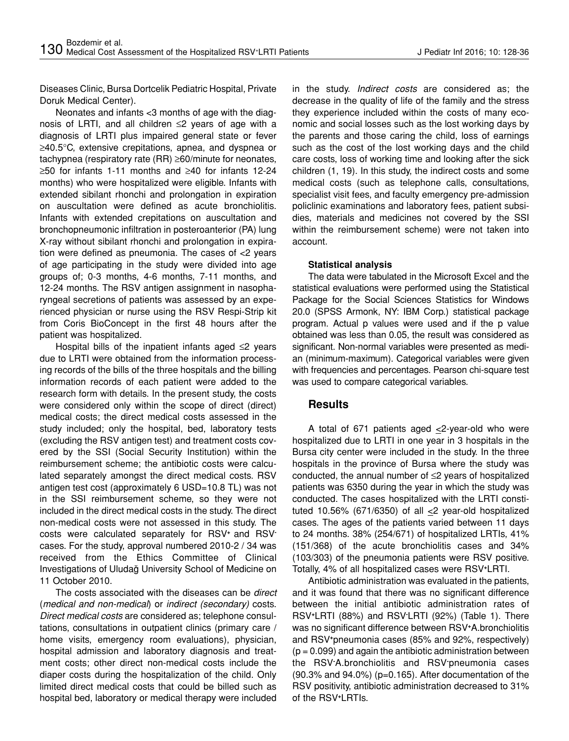Diseases Clinic, Bursa Dortcelik Pediatric Hospital, Private Doruk Medical Center).

Neonates and infants <3 months of age with the diagnosis of LRTI, and all children ≤2 years of age with a diagnosis of LRTI plus impaired general state or fever ≥40.5°C, extensive crepitations, apnea, and dyspnea or tachypnea (respiratory rate (RR) ≥60/minute for neonates, ≥50 for infants 1-11 months and ≥40 for infants 12-24 months) who were hospitalized were eligible. Infants with extended sibilant rhonchi and prolongation in expiration on auscultation were defined as acute bronchiolitis. Infants with extended crepitations on auscultation and bronchopneumonic infiltration in posteroanterior (PA) lung X-ray without sibilant rhonchi and prolongation in expiration were defined as pneumonia. The cases of <2 years of age participating in the study were divided into age groups of; 0-3 months, 4-6 months, 7-11 months, and 12-24 months. The RSV antigen assignment in nasopharyngeal secretions of patients was assessed by an experienced physician or nurse using the RSV Respi-Strip kit from Coris BioConcept in the first 48 hours after the patient was hospitalized.

Hospital bills of the inpatient infants aged ≤2 years due to LRTI were obtained from the information processing records of the bills of the three hospitals and the billing information records of each patient were added to the research form with details. In the present study, the costs were considered only within the scope of direct (direct) medical costs; the direct medical costs assessed in the study included; only the hospital, bed, laboratory tests (excluding the RSV antigen test) and treatment costs covered by the SSI (Social Security Institution) within the reimbursement scheme; the antibiotic costs were calculated separately amongst the direct medical costs. RSV antigen test cost (approximately 6 USD=10.8 TL) was not in the SSI reimbursement scheme, so they were not included in the direct medical costs in the study. The direct non-medical costs were not assessed in this study. The costs were calculated separately for RSV$^+$ and RSV$^-$ cases. For the study, approval numbered 2010-2 / 34 was received from the Ethics Committee of Clinical Investigations of Uludağ University School of Medicine on 11 October 2010.

The costs associated with the diseases can be *direct* (*medical and non-medical*) or *indirect (secondary)* costs. *Direct medical costs* are considered as; telephone consultations, consultations in outpatient clinics (primary care / home visits, emergency room evaluations), physician, hospital admission and laboratory diagnosis and treatment costs; other direct non-medical costs include the diaper costs during the hospitalization of the child. Only limited direct medical costs that could be billed such as hospital bed, laboratory or medical therapy were included in the study. *Indirect costs* are considered as; the decrease in the quality of life of the family and the stress they experience included within the costs of many economic and social losses such as the lost working days by the parents and those caring the child, loss of earnings such as the cost of the lost working days and the child care costs, loss of working time and looking after the sick children (1, 19). In this study, the indirect costs and some medical costs (such as telephone calls, consultations, specialist visit fees, and faculty emergency pre-admission policlinic examinations and laboratory fees, patient subsidies, materials and medicines not covered by the SSI within the reimbursement scheme) were not taken into account.

#### Statistical analysis

The data were tabulated in the Microsoft Excel and the statistical evaluations were performed using the Statistical Package for the Social Sciences Statistics for Windows 20.0 (SPSS Armonk, NY: IBM Corp.) statistical package program. Actual p values were used and if the p value obtained was less than 0.05, the result was considered as significant. Non-normal variables were presented as median (minimum-maximum). Categorical variables were given with frequencies and percentages. Pearson chi-square test was used to compare categorical variables.

## Results

A total of 671 patients aged ≤2-year-old who were hospitalized due to LRTI in one year in 3 hospitals in the Bursa city center were included in the study. In the three hospitals in the province of Bursa where the study was conducted, the annual number of ≤2 years of hospitalized patients was 6350 during the year in which the study was conducted. The cases hospitalized with the LRTI constituted 10.56% (671/6350) of all ≤2 year-old hospitalized cases. The ages of the patients varied between 11 days to 24 months. 38% (254/671) of hospitalized LRTIs, 41% (151/368) of the acute bronchiolitis cases and 34% (103/303) of the pneumonia patients were RSV positive. Totally, 4% of all hospitalized cases were RSV$^+$LRTI.

Antibiotic administration was evaluated in the patients, and it was found that there was no significant difference between the initial antibiotic administration rates of RSV$^+$LRTI (88%) and RSV$^-$LRTI (92%) (Table 1). There was no significant difference between RSV$^+$A.bronchiolitis and RSV$^+$pneumonia cases (85% and 92%, respectively) ($p = 0.099$) and again the antibiotic administration between the RSV$^-$A.bronchiolitis and RSV$^-$pneumonia cases (90.3% and 94.0%) ($p=0.165$). After documentation of the RSV positivity, antibiotic administration decreased to 31% of the RSV$^+$LRTIs.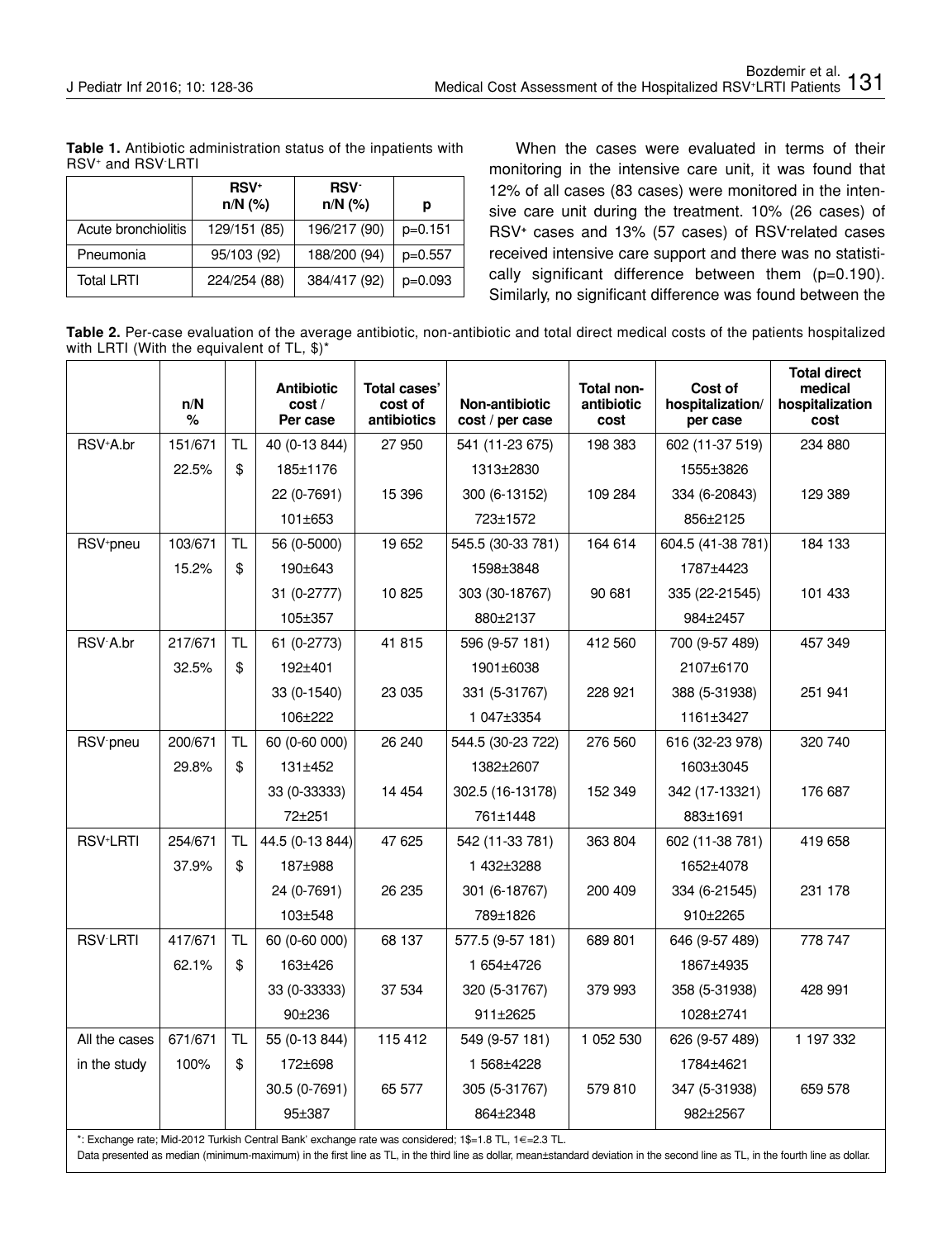**Table 1.** Antibiotic administration status of the inpatients with RSV+ and RSV- LRTI

| | RSV+ n/N (%) | RSV- n/N (%) | p |
|---|---|---|---|
| Acute bronchiolitis | 129/151 (85) | 196/217 (90) | p=0.151 |
| Pneumonia | 95/103 (92) | 188/200 (94) | p=0.557 |
| Total LRTI | 224/254 (88) | 384/417 (92) | p=0.093 |

When the cases were evaluated in terms of their monitoring in the intensive care unit, it was found that 12% of all cases (83 cases) were monitored in the intensive care unit during the treatment. 10% (26 cases) of RSV+ cases and 13% (57 cases) of RSV- related cases received intensive care support and there was no statistically significant difference between them (p=0.190). Similarly, no significant difference was found between the

**Table 2.** Per-case evaluation of the average antibiotic, non-antibiotic and total direct medical costs of the patients hospitalized with LRTI (With the equivalent of TL, $)*

| | n/N % | | Antibiotic cost / Per case | Total cases' cost of antibiotics | Non-antibiotic cost / per case | Total non-antibiotic cost | Cost of hospitalization/ per case | Total direct medical hospitalization cost |
|---|---|---|---|---|---|---|---|---|
| RSV+A.br | 151/671 | TL | 40 (0-13 844) | 27 950 | 541 (11-23 675) | 198 383 | 602 (11-37 519) | 234 880 |
| | 22.5% | $ | 185±1176 | | 1313±2830 | | 1555±3826 | |
| | | | 22 (0-7691) | 15 396 | 300 (6-13152) | 109 284 | 334 (6-20843) | 129 389 |
| | | | 101±653 | | 723±1572 | | 856±2125 | |
| RSV+pneu | 103/671 | TL | 56 (0-5000) | 19 652 | 545.5 (30-33 781) | 164 614 | 604.5 (41-38 781) | 184 133 |
| | 15.2% | $ | 190±643 | | 1598±3848 | | 1787±4423 | |
| | | | 31 (0-2777) | 10 825 | 303 (30-18767) | 90 681 | 335 (22-21545) | 101 433 |
| | | | 105±357 | | 880±2137 | | 984±2457 | |
| RSV-A.br | 217/671 | TL | 61 (0-2773) | 41 815 | 596 (9-57 181) | 412 560 | 700 (9-57 489) | 457 349 |
| | 32.5% | $ | 192±401 | | 1901±6038 | | 2107±6170 | |
| | | | 33 (0-1540) | 23 035 | 331 (5-31767) | 228 921 | 388 (5-31938) | 251 941 |
| | | | 106±222 | | 1 047±3354 | | 1161±3427 | |
| RSV-pneu | 200/671 | TL | 60 (0-60 000) | 26 240 | 544.5 (30-23 722) | 276 560 | 616 (32-23 978) | 320 740 |
| | 29.8% | $ | 131±452 | | 1382±2607 | | 1603±3045 | |
| | | | 33 (0-33333) | 14 454 | 302.5 (16-13178) | 152 349 | 342 (17-13321) | 176 687 |
| | | | 72±251 | | 761±1448 | | 883±1691 | |
| RSV+LRTI | 254/671 | TL | 44.5 (0-13 844) | 47 625 | 542 (11-33 781) | 363 804 | 602 (11-38 781) | 419 658 |
| | 37.9% | $ | 187±988 | | 1 432±3288 | | 1652±4078 | |
| | | | 24 (0-7691) | 26 235 | 301 (6-18767) | 200 409 | 334 (6-21545) | 231 178 |
| | | | 103±548 | | 789±1826 | | 910±2265 | |
| RSV-LRTI | 417/671 | TL | 60 (0-60 000) | 68 137 | 577.5 (9-57 181) | 689 801 | 646 (9-57 489) | 778 747 |
| | 62.1% | $ | 163±426 | | 1 654±4726 | | 1867±4935 | |
| | | | 33 (0-33333) | 37 534 | 320 (5-31767) | 379 993 | 358 (5-31938) | 428 991 |
| | | | 90±236 | | 911±2625 | | 1028±2741 | |
| All the cases | 671/671 | TL | 55 (0-13 844) | 115 412 | 549 (9-57 181) | 1 052 530 | 626 (9-57 489) | 1 197 332 |
| in the study | 100% | $ | 172±698 | | 1 568±4228 | | 1784±4621 | |
| | | | 30.5 (0-7691) | 65 577 | 305 (5-31767) | 579 810 | 347 (5-31938) | 659 578 |
| | | | 95±387 | | 864±2348 | | 982±2567 | |

*: Exchange rate; Mid-2012 Turkish Central Bank' exchange rate was considered; 1$=1.8 TL, 1€=2.3 TL.

Data presented as median (minimum-maximum) in the first line as TL, in the third line as dollar, mean±standard deviation in the second line as TL, in the fourth line as dollar.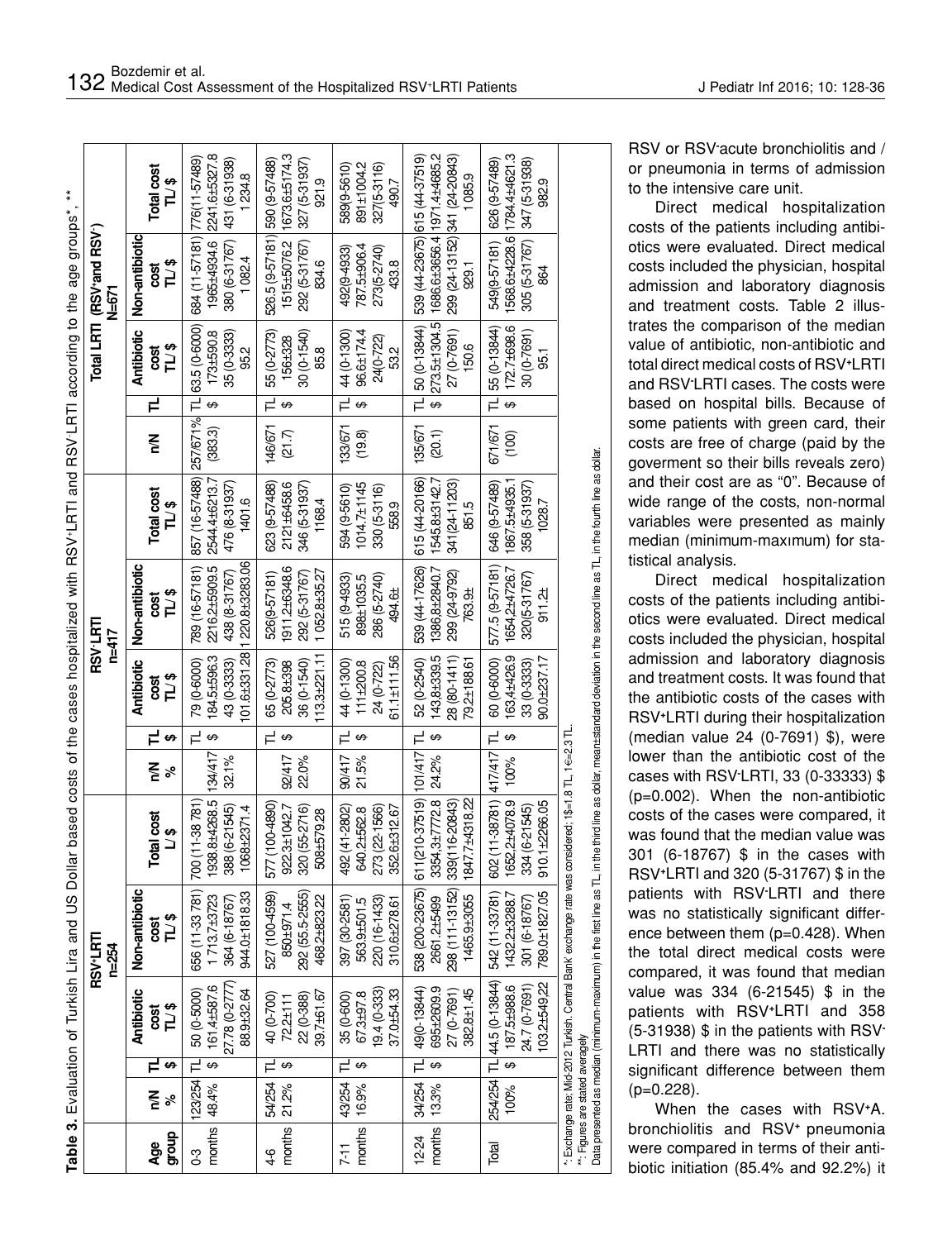**Table 3.** Evaluation of Turkish Lira and US Dollar based costs of the cases hospitalized with RSV+LRTI and RSV-LRTI according to the age groups*, **

| Age group | RSV+LRTI n=254<br>N/% | TL/$ | Antibiotic cost TL/$ | Non-antibiotic cost TL/$ | Total cost TL/$ | RSV-LRTI n=417<br>N/% | TL/$ | Antibiotic cost TL/$ | Non-antibiotic cost TL/$ | Total cost TL/$ | Total LRTI (RSV+ and RSV-) N=671<br>n/N | TL/$ | Antibiotic cost TL/$ | Non-antibiotic cost TL/$ | Total cost TL/$ |
|---|---|---|---|---|---|---|---|---|---|---|---|---|---|---|---|
| 0-3 months | 123/254<br>48.4% | TL<br>$ | 50 (0-5000)<br>161.4±587.6<br>27.78 (0-2777)<br>88.9±32.64 | 656 (11-33 781)<br>1 713.7±3723<br>364 (6-18767)<br>944.0±1818.33 | 700 (11-38 781)<br>1938.8±4268.5<br>388 (6-21545)<br>1068±2371.4 | 134/417<br>32.1% | TL<br>$ | 79 (0-6000)<br>184.5±596.3<br>43 (0-3333)<br>101.6±331.28 | 789 (16-57181)<br>2216.2±5909.5<br>438 (8-31767)<br>1 220.8±3283.06 | 857 (16-57488)<br>2544.4±6213.7<br>476 (8-31937)<br>1401.6 | 257/671%<br>(383.3) | TL<br>$ | 63.5 (0-6000)<br>173±590.8<br>35 (0-3333)<br>95.2 | 684 (11-57181)<br>1965±4934.6<br>380 (6-31767)<br>1 082.4 | 776(11-57489)<br>2241.6±5327.8<br>431 (6-31938)<br>1 234.8 |
| 4-6 months | 54/254<br>21.2% | TL<br>$ | 40 (0-700)<br>72.2±111<br>22 (0-388)<br>39.7±61.67 | 527 (100-4599)<br>850±971.4<br>292 (55.5-2555)<br>468.2±823.22 | 577 (100-4890)<br>922.3±1042.7<br>320 (55-2716)<br>508±579.28 | 92/417<br>22.0% | TL<br>$ | 65 (0-2773)<br>205.8±398<br>36 (0-1540)<br>113.3±221.11 | 526(9-57181)<br>1911.2±6348.6<br>292 (5-31767)<br>1 052.8±35.27 | 623 (9-57488)<br>2121±6458.6<br>346 (5-31937)<br>1168.4 | 146/671<br>(21.7) | TL<br>$ | 55 (0-2773)<br>156±328<br>30 (0-1540)<br>85.8 | 526.5 (9-57181)<br>1515±5076.2<br>292 (5-31767)<br>834.6 | 590 (9-57488)<br>1673.6±5174.3<br>327 (5-31937)<br>921.9 |
| 7-11 months | 43/254<br>16.9% | TL<br>$ | 35 (0-600)<br>67.3±97.8<br>19.4 (0-333)<br>37.0±54.33 | 397 (30-2581)<br>563.9±501.5<br>220 (16-1433)<br>310.6±278.61 | 492 (41-2802)<br>640.2±562.8<br>273 (22-1556)<br>352.6±312.67 | 90/417<br>21.5% | TL<br>$ | 44 (0-1300)<br>111±200.8<br>24 (0-722)<br>61.1±111.56 | 515 (9-4933)<br>898±1035.5<br>286 (5-2740)<br>494.6± | 594 (9-5610)<br>1014.7±1145<br>330 (5-3116)<br>558.9 | 133/671<br>(19.8) | TL<br>$ | 44 (0-1300)<br>96.6±174.4<br>24(0-722)<br>53.2 | 492(9-4933)<br>787.5±906.4<br>273(5-2740)<br>433.8 | 589(9-5610)<br>891±1004.2<br>327(5-3116)<br>490.7 |
| 12-24 months | 34/254<br>13.3% | TL<br>$ | 49(0-13844)<br>695±2609.9<br>27 (0-7691)<br>382.8±1.45 | 538 (200-23675)<br>2661.2±5499<br>298 (111-13152)<br>1465.9±3055 | 611(210-37519)<br>3354.3±7772.8<br>339(116-20843)<br>1847.7±4318.22 | 101/417<br>24.2% | TL<br>$ | 52 (0-2540)<br>143.8±339.5<br>28 (80-1411)<br>79.2±188.61 | 539 (44-17626)<br>1386.8±2840.7<br>299 (24-9792)<br>763.9± | 615 (44-20166)<br>1545.8±3142.7<br>341(24-11203)<br>851.5 | 135/671<br>(20.1) | TL<br>$ | 50 (0-13844)<br>273.5±1304.5<br>27 (0-7691)<br>150.6 | 539 (44-23675)<br>1686.6±3656.4<br>299 (24-13152)<br>929.1 | 615 (44-37519)<br>1971.4±4685.2<br>341 (24-20843)<br>1 085.9 |
| Total | 254/254<br>100% | TL<br>$ | 44.5 (0-13844)<br>187.5±988.6<br>24.7 (0-7691)<br>103.2±549.22 | 542 (11-33781)<br>1432.2±3288.7<br>301 (6-18767)<br>789.0±1827.05 | 602 (11-38781)<br>1652.2±4078.9<br>334 (6-21545)<br>910.1±2266.05 | 417/417<br>100% | TL<br>$ | 60 (0-6000)<br>163.4±426.9<br>33 (0-3333)<br>90.0±237.17 | 577.5 (9-57181)<br>1654.2±4726.7<br>320(5-31767)<br>911.2± | 646 (9-57489)<br>1867.5±4935.1<br>358 (5-31937)<br>1028.7 | 671/671<br>(100) | TL<br>$ | 55 (0-13844)<br>172.7±698.6<br>30 (0-7691)<br>95.1 | 549(9-57181)<br>1568.6±4228.6<br>305 (5-31767)<br>864 | 626 (9-57489)<br>1784.4±4621.3<br>347 (5-31938)<br>982.9 |

*: Exchange rate; Mid-2012 Turkish Central Bank exchange rate was considered; 1$=1.8 TL, 1€=2.3 TL.
**: Figures are stated averagely
Data presented as median (minimum-maximum) in the first line as TL, in the third line as dollar, mean±standard deviation in the second line as TL, in the fourth line as dollar.

RSV or RSV-acute bronchiolitis and / or pneumonia in terms of admission to the intensive care unit.

Direct medical hospitalization costs of the patients including antibiotics were evaluated. Direct medical costs included the physician, hospital admission and laboratory diagnosis and treatment costs. Table 2 illustrates the comparison of the median value of antibiotic, non-antibiotic and total direct medical costs of RSV+LRTI and RSV-LRTI cases. The costs were based on hospital bills. Because of some patients with green card, their costs are free of charge (paid by the goverment so their bills reveals zero) and their cost are as "0". Because of wide range of the costs, non-normal variables were presented as mainly median (minimum-maxımum) for statistical analysis.

Direct medical hospitalization costs of the patients including antibiotics were evaluated. Direct medical costs included the physician, hospital admission and laboratory diagnosis and treatment costs. It was found that the antibiotic costs of the cases with RSV+LRTI during their hospitalization (median value 24 (0-7691) $), were lower than the antibiotic cost of the cases with RSV-LRTI, 33 (0-33333) $ (p=0.002). When the non-antibiotic costs of the cases were compared, it was found that the median value was 301 (6-18767) $ in the cases with RSV+LRTI and 320 (5-31767) $ in the patients with RSV-LRTI and there was no statistically significant difference between them (p=0.428). When the total direct medical costs were compared, it was found that median value was 334 (6-21545) $ in the patients with RSV+LRTI and 358 (5-31938) $ in the patients with RSV-LRTI and there was no statistically significant difference between them (p=0.228).

When the cases with RSV+A. bronchiolitis and RSV+ pneumonia were compared in terms of their antibiotic initiation (85.4% and 92.2%) it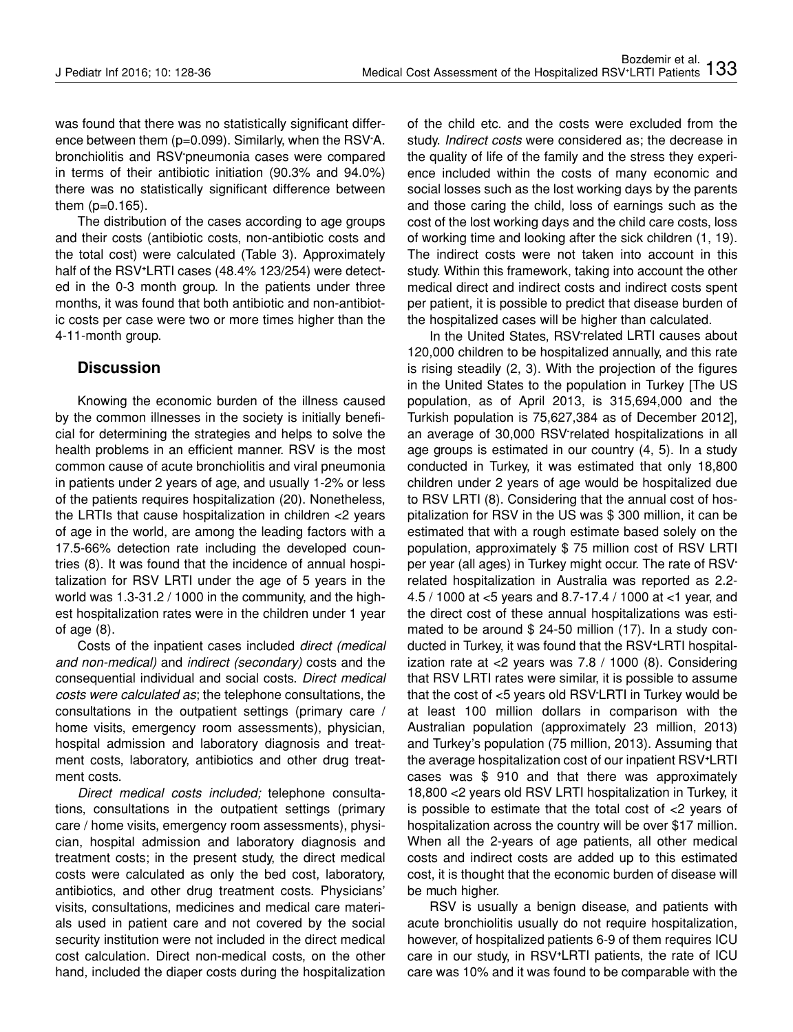was found that there was no statistically significant difference between them (p=0.099). Similarly, when the RSV$^-$A. bronchiolitis and RSV$^-$pneumonia cases were compared in terms of their antibiotic initiation (90.3% and 94.0%) there was no statistically significant difference between them (p=0.165).

The distribution of the cases according to age groups and their costs (antibiotic costs, non-antibiotic costs and the total cost) were calculated (Table 3). Approximately half of the RSV$^+$LRTI cases (48.4% 123/254) were detected in the 0-3 month group. In the patients under three months, it was found that both antibiotic and non-antibiotic costs per case were two or more times higher than the 4-11-month group.

## Discussion

Knowing the economic burden of the illness caused by the common illnesses in the society is initially beneficial for determining the strategies and helps to solve the health problems in an efficient manner. RSV is the most common cause of acute bronchiolitis and viral pneumonia in patients under 2 years of age, and usually 1-2% or less of the patients requires hospitalization (20). Nonetheless, the LRTIs that cause hospitalization in children <2 years of age in the world, are among the leading factors with a 17.5-66% detection rate including the developed countries (8). It was found that the incidence of annual hospitalization for RSV LRTI under the age of 5 years in the world was 1.3-31.2 / 1000 in the community, and the highest hospitalization rates were in the children under 1 year of age (8).

Costs of the inpatient cases included *direct (medical and non-medical)* and *indirect (secondary)* costs and the consequential individual and social costs. *Direct medical costs were calculated as*; the telephone consultations, the consultations in the outpatient settings (primary care / home visits, emergency room assessments), physician, hospital admission and laboratory diagnosis and treatment costs, laboratory, antibiotics and other drug treatment costs.

*Direct medical costs included;* telephone consultations, consultations in the outpatient settings (primary care / home visits, emergency room assessments), physician, hospital admission and laboratory diagnosis and treatment costs; in the present study, the direct medical costs were calculated as only the bed cost, laboratory, antibiotics, and other drug treatment costs. Physicians' visits, consultations, medicines and medical care materials used in patient care and not covered by the social security institution were not included in the direct medical cost calculation. Direct non-medical costs, on the other hand, included the diaper costs during the hospitalization of the child etc. and the costs were excluded from the study. *Indirect costs* were considered as; the decrease in the quality of life of the family and the stress they experience included within the costs of many economic and social losses such as the lost working days by the parents and those caring the child, loss of earnings such as the cost of the lost working days and the child care costs, loss of working time and looking after the sick children (1, 19). The indirect costs were not taken into account in this study. Within this framework, taking into account the other medical direct and indirect costs and indirect costs spent per patient, it is possible to predict that disease burden of the hospitalized cases will be higher than calculated.

In the United States, RSV$^-$related LRTI causes about 120,000 children to be hospitalized annually, and this rate is rising steadily (2, 3). With the projection of the figures in the United States to the population in Turkey [The US population, as of April 2013, is 315,694,000 and the Turkish population is 75,627,384 as of December 2012], an average of 30,000 RSV$^-$related hospitalizations in all age groups is estimated in our country (4, 5). In a study conducted in Turkey, it was estimated that only 18,800 children under 2 years of age would be hospitalized due to RSV LRTI (8). Considering that the annual cost of hospitalization for RSV in the US was $ 300 million, it can be estimated that with a rough estimate based solely on the population, approximately $ 75 million cost of RSV LRTI per year (all ages) in Turkey might occur. The rate of RSV$^-$related hospitalization in Australia was reported as 2.2-4.5 / 1000 at <5 years and 8.7-17.4 / 1000 at <1 year, and the direct cost of these annual hospitalizations was estimated to be around $ 24-50 million (17). In a study conducted in Turkey, it was found that the RSV$^+$LRTI hospitalization rate at <2 years was 7.8 / 1000 (8). Considering that RSV LRTI rates were similar, it is possible to assume that the cost of <5 years old RSV$^-$LRTI in Turkey would be at least 100 million dollars in comparison with the Australian population (approximately 23 million, 2013) and Turkey's population (75 million, 2013). Assuming that the average hospitalization cost of our inpatient RSV$^+$LRTI cases was $ 910 and that there was approximately 18,800 <2 years old RSV LRTI hospitalization in Turkey, it is possible to estimate that the total cost of <2 years of hospitalization across the country will be over $17 million. When all the 2-years of age patients, all other medical costs and indirect costs are added up to this estimated cost, it is thought that the economic burden of disease will be much higher.

RSV is usually a benign disease, and patients with acute bronchiolitis usually do not require hospitalization, however, of hospitalized patients 6-9 of them requires ICU care in our study, in RSV$^+$LRTI patients, the rate of ICU care was 10% and it was found to be comparable with the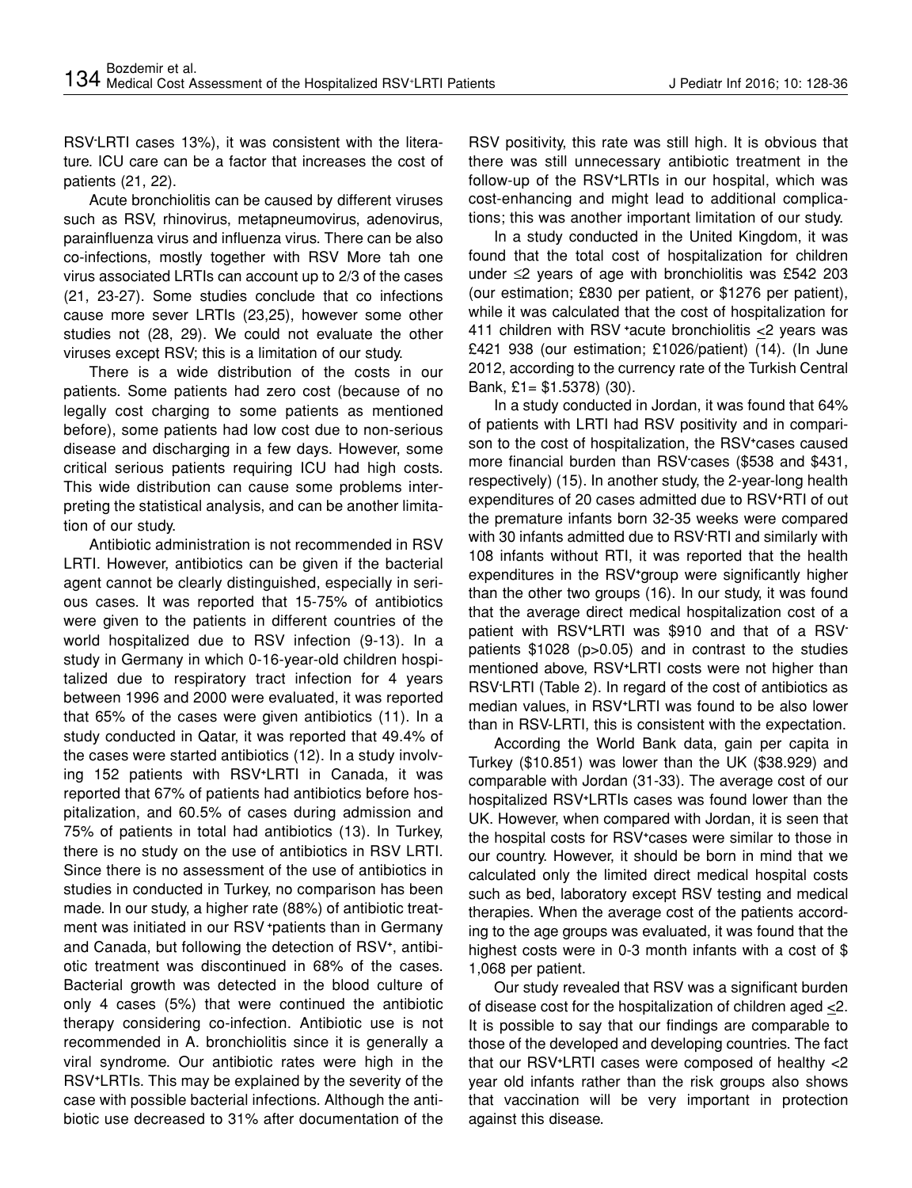RSV$^-$LRTI cases 13%), it was consistent with the literature. ICU care can be a factor that increases the cost of patients (21, 22).

Acute bronchiolitis can be caused by different viruses such as RSV, rhinovirus, metapneumovirus, adenovirus, parainfluenza virus and influenza virus. There can be also co-infections, mostly together with RSV More tah one virus associated LRTIs can account up to 2/3 of the cases (21, 23-27). Some studies conclude that co infections cause more sever LRTIs (23,25), however some other studies not (28, 29). We could not evaluate the other viruses except RSV; this is a limitation of our study.

There is a wide distribution of the costs in our patients. Some patients had zero cost (because of no legally cost charging to some patients as mentioned before), some patients had low cost due to non-serious disease and discharging in a few days. However, some critical serious patients requiring ICU had high costs. This wide distribution can cause some problems interpreting the statistical analysis, and can be another limitation of our study.

Antibiotic administration is not recommended in RSV LRTI. However, antibiotics can be given if the bacterial agent cannot be clearly distinguished, especially in serious cases. It was reported that 15-75% of antibiotics were given to the patients in different countries of the world hospitalized due to RSV infection (9-13). In a study in Germany in which 0-16-year-old children hospitalized due to respiratory tract infection for 4 years between 1996 and 2000 were evaluated, it was reported that 65% of the cases were given antibiotics (11). In a study conducted in Qatar, it was reported that 49.4% of the cases were started antibiotics (12). In a study involving 152 patients with RSV$^+$LRTI in Canada, it was reported that 67% of patients had antibiotics before hospitalization, and 60.5% of cases during admission and 75% of patients in total had antibiotics (13). In Turkey, there is no study on the use of antibiotics in RSV LRTI. Since there is no assessment of the use of antibiotics in studies in conducted in Turkey, no comparison has been made. In our study, a higher rate (88%) of antibiotic treatment was initiated in our RSV$^+$patients than in Germany and Canada, but following the detection of RSV$^+$, antibiotic treatment was discontinued in 68% of the cases. Bacterial growth was detected in the blood culture of only 4 cases (5%) that were continued the antibiotic therapy considering co-infection. Antibiotic use is not recommended in A. bronchiolitis since it is generally a viral syndrome. Our antibiotic rates were high in the RSV$^+$LRTIs. This may be explained by the severity of the case with possible bacterial infections. Although the antibiotic use decreased to 31% after documentation of the RSV positivity, this rate was still high. It is obvious that there was still unnecessary antibiotic treatment in the follow-up of the RSV$^+$LRTIs in our hospital, which was cost-enhancing and might lead to additional complications; this was another important limitation of our study.

In a study conducted in the United Kingdom, it was found that the total cost of hospitalization for children under ≤2 years of age with bronchiolitis was £542 203 (our estimation; £830 per patient, or $1276 per patient), while it was calculated that the cost of hospitalization for 411 children with RSV$^+$acute bronchiolitis ≤2 years was £421 938 (our estimation; £1026/patient) (14). (In June 2012, according to the currency rate of the Turkish Central Bank, £1= $1.5378) (30).

In a study conducted in Jordan, it was found that 64% of patients with LRTI had RSV positivity and in comparison to the cost of hospitalization, the RSV$^+$cases caused more financial burden than RSV$^-$cases ($538 and $431, respectively) (15). In another study, the 2-year-long health expenditures of 20 cases admitted due to RSV$^+$RTI of out the premature infants born 32-35 weeks were compared with 30 infants admitted due to RSV$^-$RTI and similarly with 108 infants without RTI, it was reported that the health expenditures in the RSV$^+$group were significantly higher than the other two groups (16). In our study, it was found that the average direct medical hospitalization cost of a patient with RSV$^+$LRTI was $910 and that of a RSV$^-$ patients $1028 ($p>0.05$) and in contrast to the studies mentioned above, RSV$^+$LRTI costs were not higher than RSV$^-$LRTI (Table 2). In regard of the cost of antibiotics as median values, in RSV$^+$LRTI was found to be also lower than in RSV-LRTI, this is consistent with the expectation.

According the World Bank data, gain per capita in Turkey ($10.851) was lower than the UK ($38.929) and comparable with Jordan (31-33). The average cost of our hospitalized RSV$^+$LRTIs cases was found lower than the UK. However, when compared with Jordan, it is seen that the hospital costs for RSV$^+$cases were similar to those in our country. However, it should be born in mind that we calculated only the limited direct medical hospital costs such as bed, laboratory except RSV testing and medical therapies. When the average cost of the patients according to the age groups was evaluated, it was found that the highest costs were in 0-3 month infants with a cost of $ 1,068 per patient.

Our study revealed that RSV was a significant burden of disease cost for the hospitalization of children aged ≤2. It is possible to say that our findings are comparable to those of the developed and developing countries. The fact that our RSV$^+$LRTI cases were composed of healthy <2 year old infants rather than the risk groups also shows that vaccination will be very important in protection against this disease.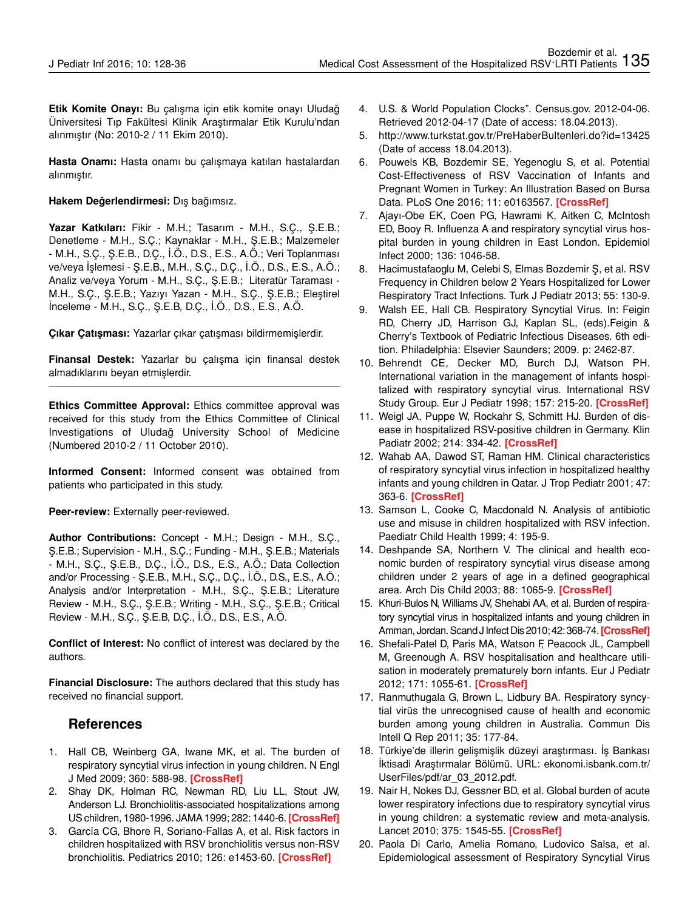**Etik Komite Onayı:** Bu çalışma için etik komite onayı Uludağ Üniversitesi Tıp Fakültesi Klinik Araştırmalar Etik Kurulu'ndan alınmıştır (No: 2010-2 / 11 Ekim 2010).

**Hasta Onamı:** Hasta onamı bu çalışmaya katılan hastalardan alınmıştır.

**Hakem Değerlendirmesi:** Dış bağımsız.

**Yazar Katkıları:** Fikir - M.H.; Tasarım - M.H., S.Ç., Ş.E.B.; Denetleme - M.H., S.Ç.; Kaynaklar - M.H., Ş.E.B.; Malzemeler - M.H., S.Ç., Ş.E.B., D.Ç., İ.Ö., D.S., E.S., A.Ö.; Veri Toplanması ve/veya İşlemesi - Ş.E.B., M.H., S.Ç., D.Ç., İ.Ö., D.S., E.S., A.Ö.; Analiz ve/veya Yorum - M.H., S.Ç., Ş.E.B.; Literatür Taraması - M.H., S.Ç., Ş.E.B.; Yazıyı Yazan - M.H., S.Ç., Ş.E.B.; Eleştirel İnceleme - M.H., S.Ç., Ş.E.B, D.Ç., İ.Ö., D.S., E.S., A.Ö.

**Çıkar Çatışması:** Yazarlar çıkar çatışması bildirmemişlerdir.

**Finansal Destek:** Yazarlar bu çalışma için finansal destek almadıklarını beyan etmişlerdir.

---

**Ethics Committee Approval:** Ethics committee approval was received for this study from the Ethics Committee of Clinical Investigations of Uludağ University School of Medicine (Numbered 2010-2 / 11 October 2010).

**Informed Consent:** Informed consent was obtained from patients who participated in this study.

**Peer-review:** Externally peer-reviewed.

**Author Contributions:** Concept - M.H.; Design - M.H., S.Ç., Ş.E.B.; Supervision - M.H., S.Ç.; Funding - M.H., Ş.E.B.; Materials - M.H., S.Ç., Ş.E.B., D.Ç., İ.Ö., D.S., E.S., A.Ö.; Data Collection and/or Processing - Ş.E.B., M.H., S.Ç., D.Ç., İ.Ö., D.S., E.S., A.Ö.; Analysis and/or Interpretation - M.H., S.Ç., Ş.E.B.; Literature Review - M.H., S.Ç., Ş.E.B.; Writing - M.H., S.Ç., Ş.E.B.; Critical Review - M.H., S.Ç., Ş.E.B, D.Ç., İ.Ö., D.S., E.S., A.Ö.

**Conflict of Interest:** No conflict of interest was declared by the authors.

**Financial Disclosure:** The authors declared that this study has received no financial support.

## References

1. Hall CB, Weinberg GA, Iwane MK, et al. The burden of respiratory syncytial virus infection in young children. N Engl J Med 2009; 360: 588-98. [CrossRef]
2. Shay DK, Holman RC, Newman RD, Liu LL, Stout JW, Anderson LJ. Bronchiolitis-associated hospitalizations among US children, 1980-1996. JAMA 1999; 282: 1440-6. [CrossRef]
3. García CG, Bhore R, Soriano-Fallas A, et al. Risk factors in children hospitalized with RSV bronchiolitis versus non-RSV bronchiolitis. Pediatrics 2010; 126: e1453-60. [CrossRef]
4. U.S. & World Population Clocks". Census.gov. 2012-04-06. Retrieved 2012-04-17 (Date of access: 18.04.2013).
5. http://www.turkstat.gov.tr/PreHaberBultenleri.do?id=13425 (Date of access 18.04.2013).
6. Pouwels KB, Bozdemir SE, Yegenoglu S, et al. Potential Cost-Effectiveness of RSV Vaccination of Infants and Pregnant Women in Turkey: An Illustration Based on Bursa Data. PLoS One 2016; 11: e0163567. [CrossRef]
7. Ajayı-Obe EK, Coen PG, Hawrami K, Aitken C, McIntosh ED, Booy R. Influenza A and respiratory syncytial virus hospital burden in young children in East London. Epidemiol Infect 2000; 136: 1046-58.
8. Hacimustafaoglu M, Celebi S, Elmas Bozdemir Ş, et al. RSV Frequency in Children below 2 Years Hospitalized for Lower Respiratory Tract Infections. Turk J Pediatr 2013; 55: 130-9.
9. Walsh EE, Hall CB. Respiratory Syncytial Virus. In: Feigin RD, Cherry JD, Harrison GJ, Kaplan SL, (eds).Feigin & Cherry's Textbook of Pediatric Infectious Diseases. 6th edition. Philadelphia: Elsevier Saunders; 2009. p: 2462-87.
10. Behrendt CE, Decker MD, Burch DJ, Watson PH. International variation in the management of infants hospitalized with respiratory syncytial virus. International RSV Study Group. Eur J Pediatr 1998; 157: 215-20. [CrossRef]
11. Weigl JA, Puppe W, Rockahr S, Schmitt HJ. Burden of disease in hospitalized RSV-positive children in Germany. Klin Padiatr 2002; 214: 334-42. [CrossRef]
12. Wahab AA, Dawod ST, Raman HM. Clinical characteristics of respiratory syncytial virus infection in hospitalized healthy infants and young children in Qatar. J Trop Pediatr 2001; 47: 363-6. [CrossRef]
13. Samson L, Cooke C, Macdonald N. Analysis of antibiotic use and misuse in children hospitalized with RSV infection. Paediatr Child Health 1999; 4: 195-9.
14. Deshpande SA, Northern V. The clinical and health economic burden of respiratory syncytial virus disease among children under 2 years of age in a defined geographical area. Arch Dis Child 2003; 88: 1065-9. [CrossRef]
15. Khuri-Bulos N, Williams JV, Shehabi AA, et al. Burden of respiratory syncytial virus in hospitalized infants and young children in Amman, Jordan. Scand J Infect Dis 2010; 42: 368-74. [CrossRef]
16. Shefali-Patel D, Paris MA, Watson F, Peacock JL, Campbell M, Greenough A. RSV hospitalisation and healthcare utilisation in moderately prematurely born infants. Eur J Pediatr 2012; 171: 1055-61. [CrossRef]
17. Ranmuthugala G, Brown L, Lidbury BA. Respiratory syncytial virüs the unrecognised cause of health and economic burden among young children in Australia. Commun Dis Intell Q Rep 2011; 35: 177-84.
18. Türkiye'de illerin gelişmişlik düzeyi araştırması. İş Bankası İktisadi Araştırmalar Bölümü. URL: ekonomi.isbank.com.tr/UserFiles/pdf/ar_03_2012.pdf.
19. Nair H, Nokes DJ, Gessner BD, et al. Global burden of acute lower respiratory infections due to respiratory syncytial virus in young children: a systematic review and meta-analysis. Lancet 2010; 375: 1545-55. [CrossRef]
20. Paola Di Carlo, Amelia Romano, Ludovico Salsa, et al. Epidemiological assessment of Respiratory Syncytial Virus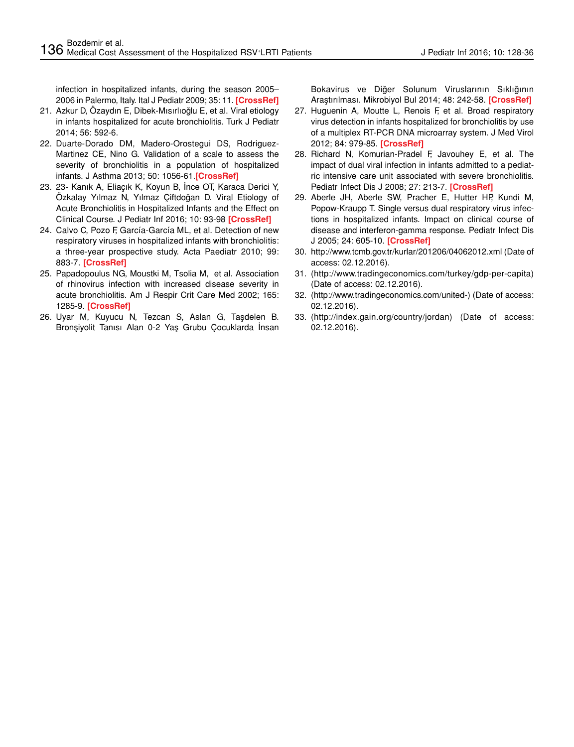infection in hospitalized infants, during the season 2005–2006 in Palermo, Italy. Ital J Pediatr 2009; 35: 11. [CrossRef]

21. Azkur D, Özaydın E, Dibek-Mısırlıoğlu E, et al. Viral etiology in infants hospitalized for acute bronchiolitis. Turk J Pediatr 2014; 56: 592-6.
22. Duarte-Dorado DM, Madero-Orostegui DS, Rodriguez-Martinez CE, Nino G. Validation of a scale to assess the severity of bronchiolitis in a population of hospitalized infants. J Asthma 2013; 50: 1056-61.[CrossRef]
23. 23- Kanık A, Eliaçık K, Koyun B, İnce OT, Karaca Derici Y, Özkalay Yılmaz N, Yılmaz Çiftdoğan D. Viral Etiology of Acute Bronchiolitis in Hospitalized Infants and the Effect on Clinical Course. J Pediatr Inf 2016; 10: 93-98 [CrossRef]
24. Calvo C, Pozo F, García-García ML, et al. Detection of new respiratory viruses in hospitalized infants with bronchiolitis: a three-year prospective study. Acta Paediatr 2010; 99: 883-7. [CrossRef]
25. Papadopoulus NG, Moustki M, Tsolia M, et al. Association of rhinovirus infection with increased disease severity in acute bronchiolitis. Am J Respir Crit Care Med 2002; 165: 1285-9. [CrossRef]
26. Uyar M, Kuyucu N, Tezcan S, Aslan G, Taşdelen B. Bronşiyolit Tanısı Alan 0-2 Yaş Grubu Çocuklarda İnsan Bokavirus ve Diğer Solunum Viruslarının Sıklığının Araştırılması. Mikrobiyol Bul 2014; 48: 242-58. [CrossRef]
27. Huguenin A, Moutte L, Renois F, et al. Broad respiratory virus detection in infants hospitalized for bronchiolitis by use of a multiplex RT-PCR DNA microarray system. J Med Virol 2012; 84: 979-85. [CrossRef]
28. Richard N, Komurian-Pradel F, Javouhey E, et al. The impact of dual viral infection in infants admitted to a pediatric intensive care unit associated with severe bronchiolitis. Pediatr Infect Dis J 2008; 27: 213-7. [CrossRef]
29. Aberle JH, Aberle SW, Pracher E, Hutter HP, Kundi M, Popow-Kraupp T. Single versus dual respiratory virus infections in hospitalized infants. Impact on clinical course of disease and interferon-gamma response. Pediatr Infect Dis J 2005; 24: 605-10. [CrossRef]
30. http://www.tcmb.gov.tr/kurlar/201206/04062012.xml (Date of access: 02.12.2016).
31. (http://www.tradingeconomics.com/turkey/gdp-per-capita) (Date of access: 02.12.2016).
32. (http://www.tradingeconomics.com/united-) (Date of access: 02.12.2016).
33. (http://index.gain.org/country/jordan) (Date of access: 02.12.2016).